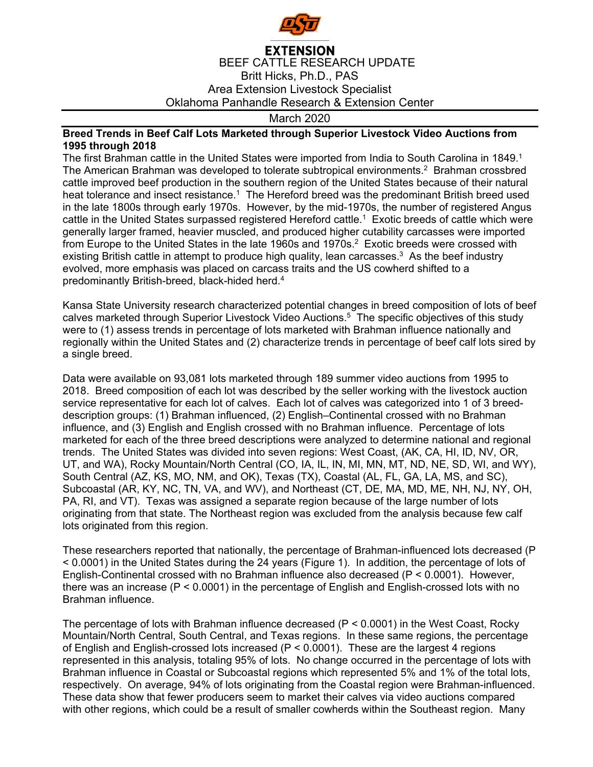**EXTENSION**

BEEF CATTLE RESEARCH UPDATE
Britt Hicks, Ph.D., PAS
Area Extension Livestock Specialist
Oklahoma Panhandle Research & Extension Center

March 2020

**Breed Trends in Beef Calf Lots Marketed through Superior Livestock Video Auctions from 1995 through 2018**

The first Brahman cattle in the United States were imported from India to South Carolina in 1849.[1] The American Brahman was developed to tolerate subtropical environments.[2] Brahman crossbred cattle improved beef production in the southern region of the United States because of their natural heat tolerance and insect resistance.[1] The Hereford breed was the predominant British breed used in the late 1800s through early 1970s. However, by the mid-1970s, the number of registered Angus cattle in the United States surpassed registered Hereford cattle.[1] Exotic breeds of cattle which were generally larger framed, heavier muscled, and produced higher cutability carcasses were imported from Europe to the United States in the late 1960s and 1970s.[2] Exotic breeds were crossed with existing British cattle in attempt to produce high quality, lean carcasses.[3] As the beef industry evolved, more emphasis was placed on carcass traits and the US cowherd shifted to a predominantly British-breed, black-hided herd.[4]

Kansa State University research characterized potential changes in breed composition of lots of beef calves marketed through Superior Livestock Video Auctions.[5] The specific objectives of this study were to (1) assess trends in percentage of lots marketed with Brahman influence nationally and regionally within the United States and (2) characterize trends in percentage of beef calf lots sired by a single breed.

Data were available on 93,081 lots marketed through 189 summer video auctions from 1995 to 2018. Breed composition of each lot was described by the seller working with the livestock auction service representative for each lot of calves. Each lot of calves was categorized into 1 of 3 breed-description groups: (1) Brahman influenced, (2) English–Continental crossed with no Brahman influence, and (3) English and English crossed with no Brahman influence. Percentage of lots marketed for each of the three breed descriptions were analyzed to determine national and regional trends. The United States was divided into seven regions: West Coast, (AK, CA, HI, ID, NV, OR, UT, and WA), Rocky Mountain/North Central (CO, IA, IL, IN, MI, MN, MT, ND, NE, SD, WI, and WY), South Central (AZ, KS, MO, NM, and OK), Texas (TX), Coastal (AL, FL, GA, LA, MS, and SC), Subcoastal (AR, KY, NC, TN, VA, and WV), and Northeast (CT, DE, MA, MD, ME, NH, NJ, NY, OH, PA, RI, and VT). Texas was assigned a separate region because of the large number of lots originating from that state. The Northeast region was excluded from the analysis because few calf lots originated from this region.

These researchers reported that nationally, the percentage of Brahman-influenced lots decreased ($P < 0.0001$) in the United States during the 24 years (Figure 1). In addition, the percentage of lots of English-Continental crossed with no Brahman influence also decreased ($P < 0.0001$). However, there was an increase ($P < 0.0001$) in the percentage of English and English-crossed lots with no Brahman influence.

The percentage of lots with Brahman influence decreased ($P < 0.0001$) in the West Coast, Rocky Mountain/North Central, South Central, and Texas regions. In these same regions, the percentage of English and English-crossed lots increased ($P < 0.0001$). These are the largest 4 regions represented in this analysis, totaling 95% of lots. No change occurred in the percentage of lots with Brahman influence in Coastal or Subcoastal regions which represented 5% and 1% of the total lots, respectively. On average, 94% of lots originating from the Coastal region were Brahman-influenced. These data show that fewer producers seem to market their calves via video auctions compared with other regions, which could be a result of smaller cowherds within the Southeast region. Many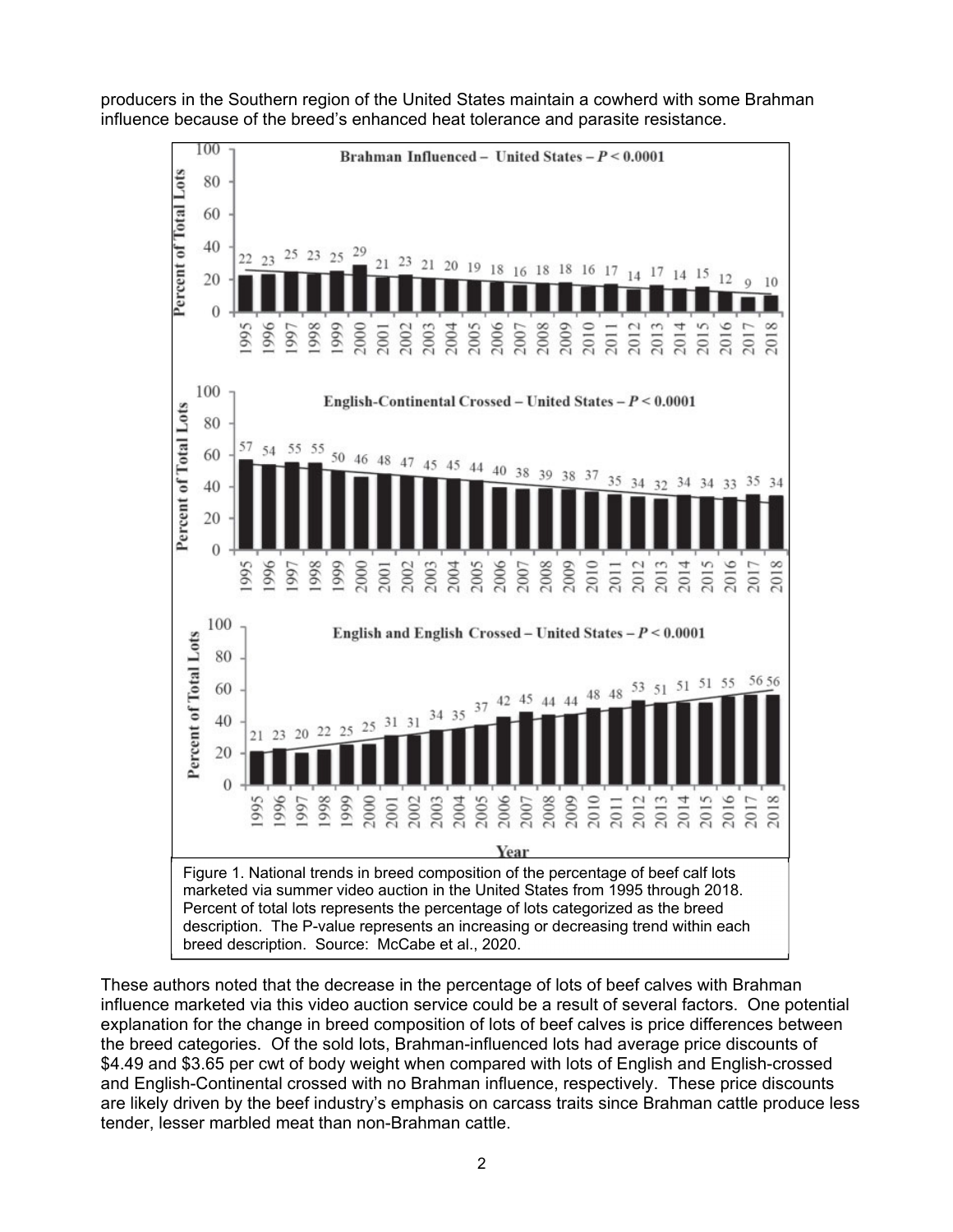producers in the Southern region of the United States maintain a cowherd with some Brahman influence because of the breed's enhanced heat tolerance and parasite resistance.

Figure 1. National trends in breed composition of the percentage of beef calf lots marketed via summer video auction in the United States from 1995 through 2018. Percent of total lots represents the percentage of lots categorized as the breed description. The P-value represents an increasing or decreasing trend within each breed description. Source: McCabe et al., 2020.

These authors noted that the decrease in the percentage of lots of beef calves with Brahman influence marketed via this video auction service could be a result of several factors. One potential explanation for the change in breed composition of lots of beef calves is price differences between the breed categories. Of the sold lots, Brahman-influenced lots had average price discounts of \$4.49 and \$3.65 per cwt of body weight when compared with lots of English and English-crossed and English-Continental crossed with no Brahman influence, respectively. These price discounts are likely driven by the beef industry's emphasis on carcass traits since Brahman cattle produce less tender, lesser marbled meat than non-Brahman cattle.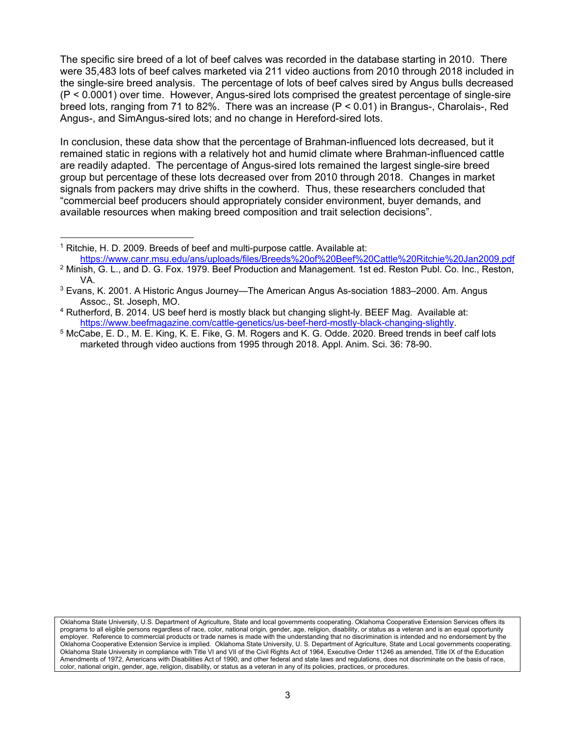The specific sire breed of a lot of beef calves was recorded in the database starting in 2010. There were 35,483 lots of beef calves marketed via 211 video auctions from 2010 through 2018 included in the single-sire breed analysis. The percentage of lots of beef calves sired by Angus bulls decreased ($P < 0.0001$) over time. However, Angus-sired lots comprised the greatest percentage of single-sire breed lots, ranging from 71 to 82%. There was an increase ($P < 0.01$) in Brangus-, Charolais-, Red Angus-, and SimAngus-sired lots; and no change in Hereford-sired lots.

In conclusion, these data show that the percentage of Brahman-influenced lots decreased, but it remained static in regions with a relatively hot and humid climate where Brahman-influenced cattle are readily adapted. The percentage of Angus-sired lots remained the largest single-sire breed group but percentage of these lots decreased over from 2010 through 2018. Changes in market signals from packers may drive shifts in the cowherd. Thus, these researchers concluded that "commercial beef producers should appropriately consider environment, buyer demands, and available resources when making breed composition and trait selection decisions".

---

[1] Ritchie, H. D. 2009. Breeds of beef and multi-purpose cattle. Available at: https://www.canr.msu.edu/ans/uploads/files/Breeds%20of%20Beef%20Cattle%20Ritchie%20Jan2009.pdf

[2] Minish, G. L., and D. G. Fox. 1979. Beef Production and Management. 1st ed. Reston Publ. Co. Inc., Reston, VA.

[3] Evans, K. 2001. A Historic Angus Journey—The American Angus As-sociation 1883–2000. Am. Angus Assoc., St. Joseph, MO.

[4] Rutherford, B. 2014. US beef herd is mostly black but changing slight-ly. BEEF Mag. Available at: https://www.beefmagazine.com/cattle-genetics/us-beef-herd-mostly-black-changing-slightly.

[5] McCabe, E. D., M. E. King, K. E. Fike, G. M. Rogers and K. G. Odde. 2020. Breed trends in beef calf lots marketed through video auctions from 1995 through 2018. Appl. Anim. Sci. 36: 78-90.

Oklahoma State University, U.S. Department of Agriculture, State and local governments cooperating. Oklahoma Cooperative Extension Services offers its programs to all eligible persons regardless of race, color, national origin, gender, age, religion, disability, or status as a veteran and is an equal opportunity employer. Reference to commercial products or trade names is made with the understanding that no discrimination is intended and no endorsement by the Oklahoma Cooperative Extension Service is implied. Oklahoma State University, U. S. Department of Agriculture, State and Local governments cooperating. Oklahoma State University in compliance with Title VI and VII of the Civil Rights Act of 1964, Executive Order 11246 as amended, Title IX of the Education Amendments of 1972, Americans with Disabilities Act of 1990, and other federal and state laws and regulations, does not discriminate on the basis of race, color, national origin, gender, age, religion, disability, or status as a veteran in any of its policies, practices, or procedures.